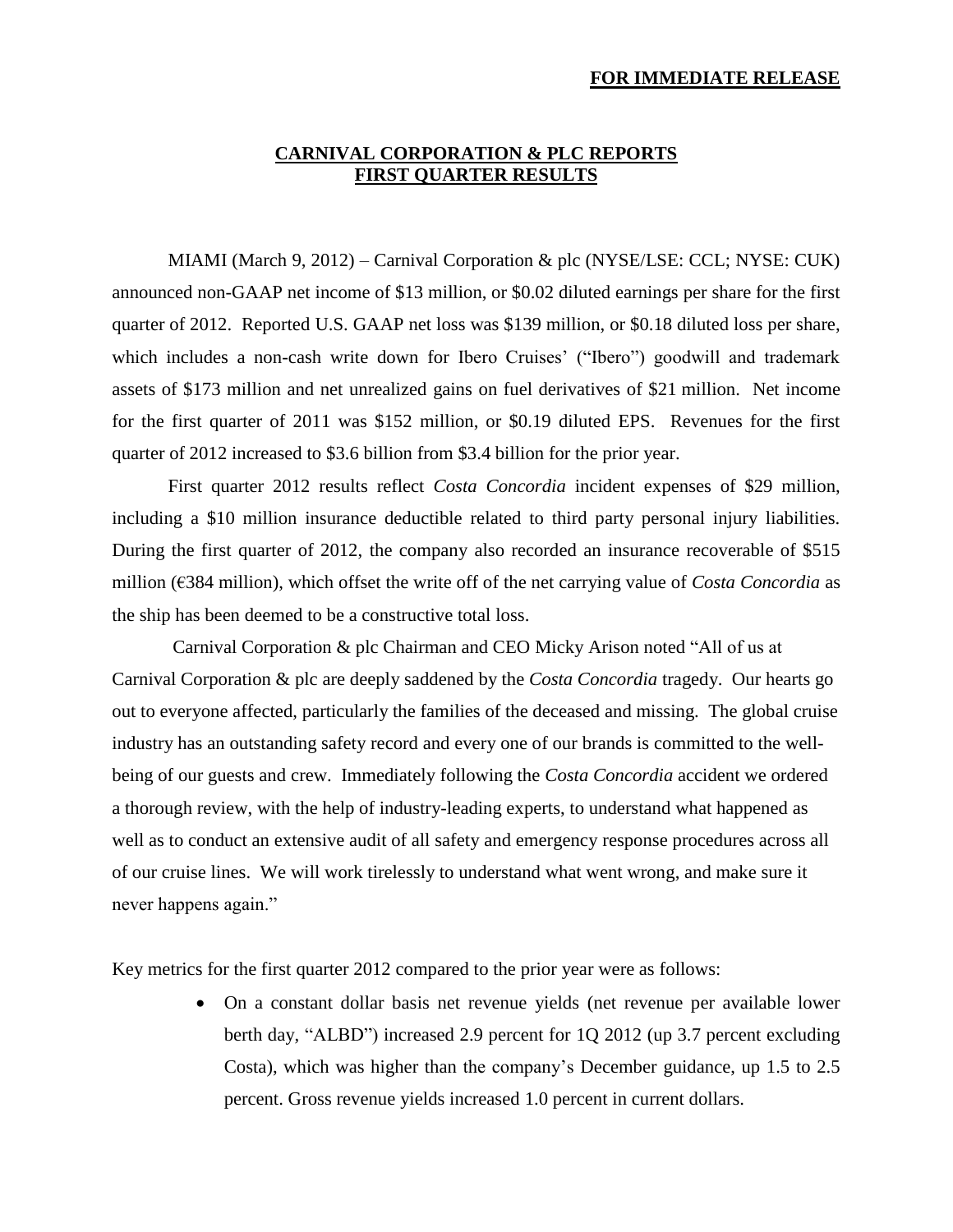**FOR IMMEDIATE RELEASE**

# CARNIVAL CORPORATION & PLC REPORTS FIRST QUARTER RESULTS

MIAMI (March 9, 2012) – Carnival Corporation & plc (NYSE/LSE: CCL; NYSE: CUK) announced non-GAAP net income of $13 million, or $0.02 diluted earnings per share for the first quarter of 2012. Reported U.S. GAAP net loss was $139 million, or $0.18 diluted loss per share, which includes a non-cash write down for Ibero Cruises' ("Ibero") goodwill and trademark assets of $173 million and net unrealized gains on fuel derivatives of $21 million. Net income for the first quarter of 2011 was $152 million, or $0.19 diluted EPS. Revenues for the first quarter of 2012 increased to $3.6 billion from $3.4 billion for the prior year.

First quarter 2012 results reflect *Costa Concordia* incident expenses of $29 million, including a $10 million insurance deductible related to third party personal injury liabilities. During the first quarter of 2012, the company also recorded an insurance recoverable of $515 million (€384 million), which offset the write off of the net carrying value of *Costa Concordia* as the ship has been deemed to be a constructive total loss.

Carnival Corporation & plc Chairman and CEO Micky Arison noted "All of us at Carnival Corporation & plc are deeply saddened by the *Costa Concordia* tragedy. Our hearts go out to everyone affected, particularly the families of the deceased and missing. The global cruise industry has an outstanding safety record and every one of our brands is committed to the well-being of our guests and crew. Immediately following the *Costa Concordia* accident we ordered a thorough review, with the help of industry-leading experts, to understand what happened as well as to conduct an extensive audit of all safety and emergency response procedures across all of our cruise lines. We will work tirelessly to understand what went wrong, and make sure it never happens again."

Key metrics for the first quarter 2012 compared to the prior year were as follows:

- On a constant dollar basis net revenue yields (net revenue per available lower berth day, "ALBD") increased 2.9 percent for 1Q 2012 (up 3.7 percent excluding Costa), which was higher than the company's December guidance, up 1.5 to 2.5 percent. Gross revenue yields increased 1.0 percent in current dollars.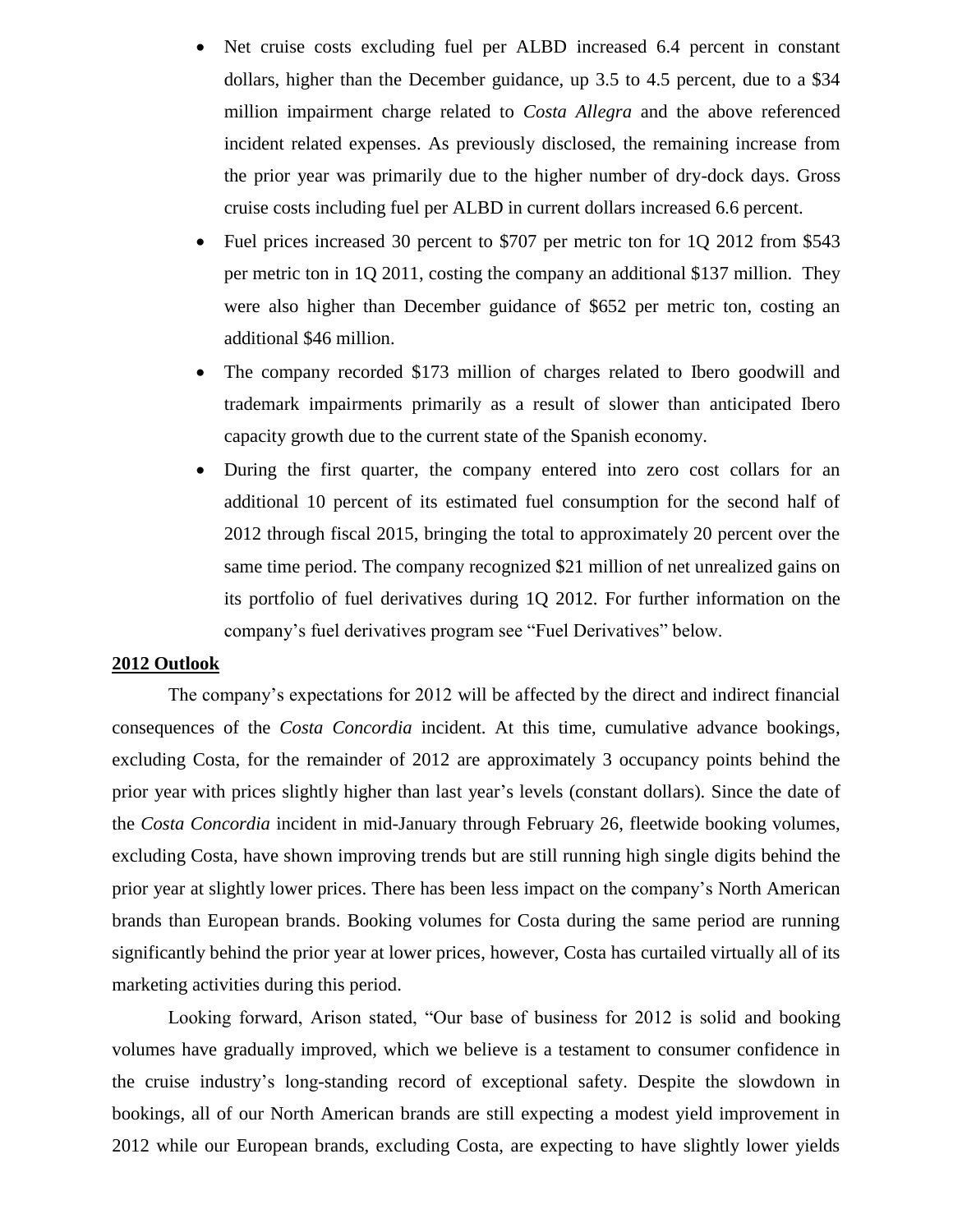- Net cruise costs excluding fuel per ALBD increased 6.4 percent in constant dollars, higher than the December guidance, up 3.5 to 4.5 percent, due to a $34 million impairment charge related to *Costa Allegra* and the above referenced incident related expenses. As previously disclosed, the remaining increase from the prior year was primarily due to the higher number of dry-dock days. Gross cruise costs including fuel per ALBD in current dollars increased 6.6 percent.
- Fuel prices increased 30 percent to $707 per metric ton for 1Q 2012 from $543 per metric ton in 1Q 2011, costing the company an additional $137 million. They were also higher than December guidance of $652 per metric ton, costing an additional $46 million.
- The company recorded $173 million of charges related to Ibero goodwill and trademark impairments primarily as a result of slower than anticipated Ibero capacity growth due to the current state of the Spanish economy.
- During the first quarter, the company entered into zero cost collars for an additional 10 percent of its estimated fuel consumption for the second half of 2012 through fiscal 2015, bringing the total to approximately 20 percent over the same time period. The company recognized $21 million of net unrealized gains on its portfolio of fuel derivatives during 1Q 2012. For further information on the company's fuel derivatives program see "Fuel Derivatives" below.

**2012 Outlook**

The company's expectations for 2012 will be affected by the direct and indirect financial consequences of the *Costa Concordia* incident. At this time, cumulative advance bookings, excluding Costa, for the remainder of 2012 are approximately 3 occupancy points behind the prior year with prices slightly higher than last year's levels (constant dollars). Since the date of the *Costa Concordia* incident in mid-January through February 26, fleetwide booking volumes, excluding Costa, have shown improving trends but are still running high single digits behind the prior year at slightly lower prices. There has been less impact on the company's North American brands than European brands. Booking volumes for Costa during the same period are running significantly behind the prior year at lower prices, however, Costa has curtailed virtually all of its marketing activities during this period.

Looking forward, Arison stated, "Our base of business for 2012 is solid and booking volumes have gradually improved, which we believe is a testament to consumer confidence in the cruise industry's long-standing record of exceptional safety. Despite the slowdown in bookings, all of our North American brands are still expecting a modest yield improvement in 2012 while our European brands, excluding Costa, are expecting to have slightly lower yields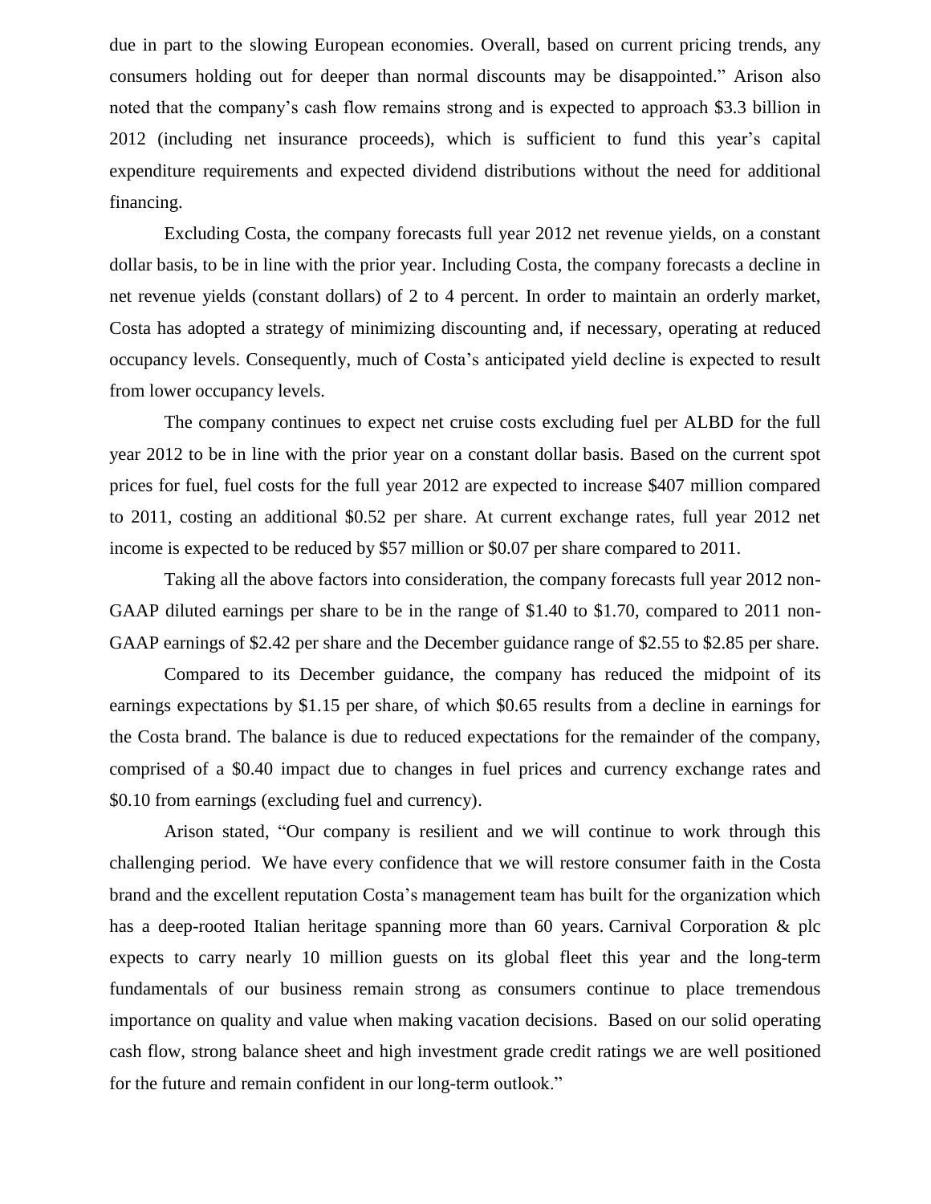due in part to the slowing European economies. Overall, based on current pricing trends, any consumers holding out for deeper than normal discounts may be disappointed." Arison also noted that the company's cash flow remains strong and is expected to approach $3.3 billion in 2012 (including net insurance proceeds), which is sufficient to fund this year's capital expenditure requirements and expected dividend distributions without the need for additional financing.

Excluding Costa, the company forecasts full year 2012 net revenue yields, on a constant dollar basis, to be in line with the prior year. Including Costa, the company forecasts a decline in net revenue yields (constant dollars) of 2 to 4 percent. In order to maintain an orderly market, Costa has adopted a strategy of minimizing discounting and, if necessary, operating at reduced occupancy levels. Consequently, much of Costa's anticipated yield decline is expected to result from lower occupancy levels.

The company continues to expect net cruise costs excluding fuel per ALBD for the full year 2012 to be in line with the prior year on a constant dollar basis. Based on the current spot prices for fuel, fuel costs for the full year 2012 are expected to increase $407 million compared to 2011, costing an additional $0.52 per share. At current exchange rates, full year 2012 net income is expected to be reduced by $57 million or $0.07 per share compared to 2011.

Taking all the above factors into consideration, the company forecasts full year 2012 non-GAAP diluted earnings per share to be in the range of $1.40 to $1.70, compared to 2011 non-GAAP earnings of $2.42 per share and the December guidance range of $2.55 to $2.85 per share.

Compared to its December guidance, the company has reduced the midpoint of its earnings expectations by $1.15 per share, of which $0.65 results from a decline in earnings for the Costa brand. The balance is due to reduced expectations for the remainder of the company, comprised of a $0.40 impact due to changes in fuel prices and currency exchange rates and $0.10 from earnings (excluding fuel and currency).

Arison stated, "Our company is resilient and we will continue to work through this challenging period. We have every confidence that we will restore consumer faith in the Costa brand and the excellent reputation Costa's management team has built for the organization which has a deep-rooted Italian heritage spanning more than 60 years. Carnival Corporation & plc expects to carry nearly 10 million guests on its global fleet this year and the long-term fundamentals of our business remain strong as consumers continue to place tremendous importance on quality and value when making vacation decisions. Based on our solid operating cash flow, strong balance sheet and high investment grade credit ratings we are well positioned for the future and remain confident in our long-term outlook."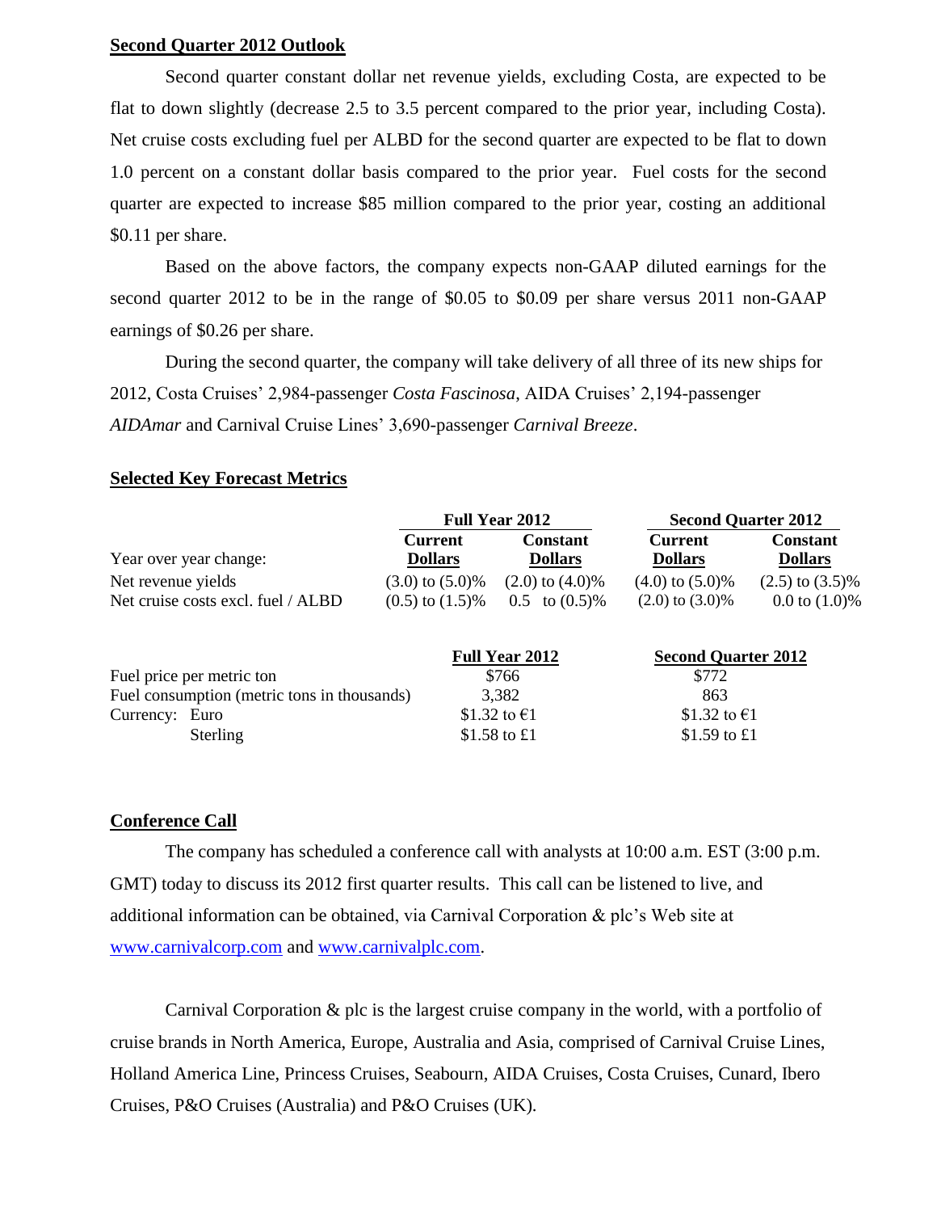**Second Quarter 2012 Outlook**

Second quarter constant dollar net revenue yields, excluding Costa, are expected to be flat to down slightly (decrease 2.5 to 3.5 percent compared to the prior year, including Costa). Net cruise costs excluding fuel per ALBD for the second quarter are expected to be flat to down 1.0 percent on a constant dollar basis compared to the prior year. Fuel costs for the second quarter are expected to increase $85 million compared to the prior year, costing an additional $0.11 per share.

Based on the above factors, the company expects non-GAAP diluted earnings for the second quarter 2012 to be in the range of $0.05 to $0.09 per share versus 2011 non-GAAP earnings of $0.26 per share.

During the second quarter, the company will take delivery of all three of its new ships for 2012, Costa Cruises' 2,984-passenger *Costa Fascinosa*, AIDA Cruises' 2,194-passenger *AIDAmar* and Carnival Cruise Lines' 3,690-passenger *Carnival Breeze*.

**Selected Key Forecast Metrics**

| | Full Year 2012 | | Second Quarter 2012 | |
|---|---|---|---|---|
| Year over year change: | Current Dollars | Constant Dollars | Current Dollars | Constant Dollars |
| Net revenue yields | (3.0) to (5.0)% | (2.0) to (4.0)% | (4.0) to (5.0)% | (2.5) to (3.5)% |
| Net cruise costs excl. fuel / ALBD | (0.5) to (1.5)% | 0.5 to (0.5)% | (2.0) to (3.0)% | 0.0 to (1.0)% |

| | Full Year 2012 | Second Quarter 2012 |
|---|---|---|
| Fuel price per metric ton | $766 | $772 |
| Fuel consumption (metric tons in thousands) | 3,382 | 863 |
| Currency: Euro | $1.32 to €1 | $1.32 to €1 |
| Sterling | $1.58 to £1 | $1.59 to £1 |

**Conference Call**

The company has scheduled a conference call with analysts at 10:00 a.m. EST (3:00 p.m. GMT) today to discuss its 2012 first quarter results. This call can be listened to live, and additional information can be obtained, via Carnival Corporation & plc's Web site at www.carnivalcorp.com and www.carnivalplc.com.

Carnival Corporation & plc is the largest cruise company in the world, with a portfolio of cruise brands in North America, Europe, Australia and Asia, comprised of Carnival Cruise Lines, Holland America Line, Princess Cruises, Seabourn, AIDA Cruises, Costa Cruises, Cunard, Ibero Cruises, P&O Cruises (Australia) and P&O Cruises (UK).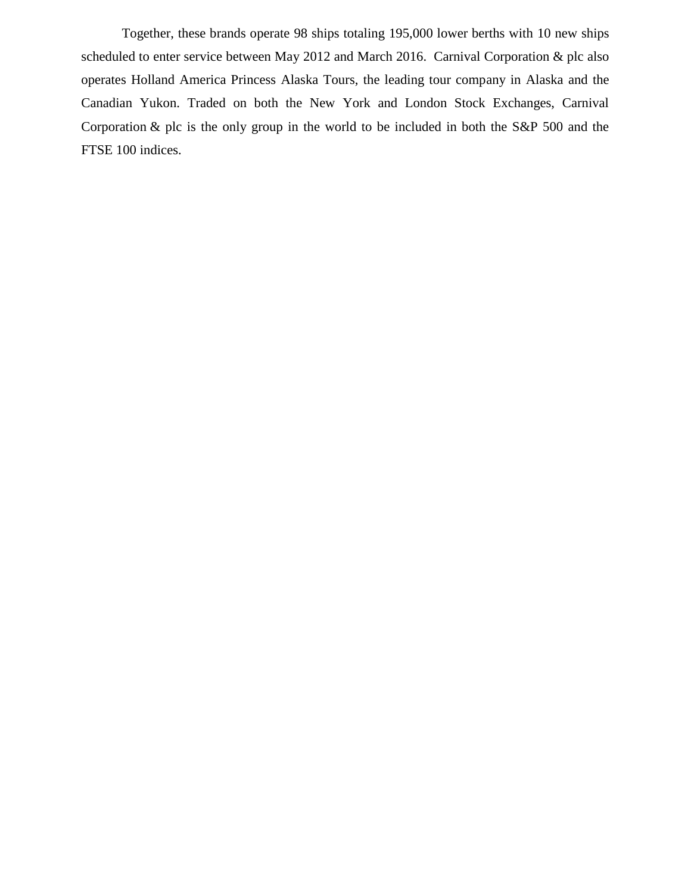Together, these brands operate 98 ships totaling 195,000 lower berths with 10 new ships scheduled to enter service between May 2012 and March 2016. Carnival Corporation & plc also operates Holland America Princess Alaska Tours, the leading tour company in Alaska and the Canadian Yukon. Traded on both the New York and London Stock Exchanges, Carnival Corporation & plc is the only group in the world to be included in both the S&P 500 and the FTSE 100 indices.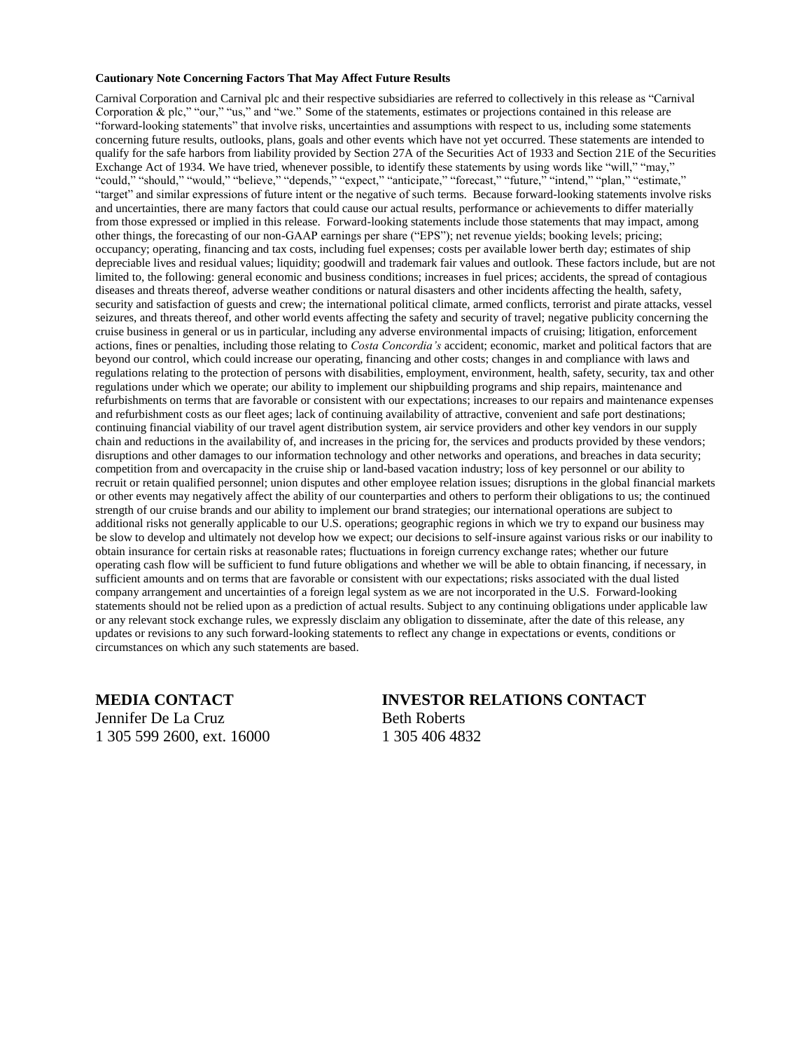**Cautionary Note Concerning Factors That May Affect Future Results**

Carnival Corporation and Carnival plc and their respective subsidiaries are referred to collectively in this release as "Carnival Corporation & plc," "our," "us," and "we." Some of the statements, estimates or projections contained in this release are "forward-looking statements" that involve risks, uncertainties and assumptions with respect to us, including some statements concerning future results, outlooks, plans, goals and other events which have not yet occurred. These statements are intended to qualify for the safe harbors from liability provided by Section 27A of the Securities Act of 1933 and Section 21E of the Securities Exchange Act of 1934. We have tried, whenever possible, to identify these statements by using words like "will," "may," "could," "should," "would," "believe," "depends," "expect," "anticipate," "forecast," "future," "intend," "plan," "estimate," "target" and similar expressions of future intent or the negative of such terms. Because forward-looking statements involve risks and uncertainties, there are many factors that could cause our actual results, performance or achievements to differ materially from those expressed or implied in this release. Forward-looking statements include those statements that may impact, among other things, the forecasting of our non-GAAP earnings per share ("EPS"); net revenue yields; booking levels; pricing; occupancy; operating, financing and tax costs, including fuel expenses; costs per available lower berth day; estimates of ship depreciable lives and residual values; liquidity; goodwill and trademark fair values and outlook. These factors include, but are not limited to, the following: general economic and business conditions; increases in fuel prices; accidents, the spread of contagious diseases and threats thereof, adverse weather conditions or natural disasters and other incidents affecting the health, safety, security and satisfaction of guests and crew; the international political climate, armed conflicts, terrorist and pirate attacks, vessel seizures, and threats thereof, and other world events affecting the safety and security of travel; negative publicity concerning the cruise business in general or us in particular, including any adverse environmental impacts of cruising; litigation, enforcement actions, fines or penalties, including those relating to *Costa Concordia's* accident; economic, market and political factors that are beyond our control, which could increase our operating, financing and other costs; changes in and compliance with laws and regulations relating to the protection of persons with disabilities, employment, environment, health, safety, security, tax and other regulations under which we operate; our ability to implement our shipbuilding programs and ship repairs, maintenance and refurbishments on terms that are favorable or consistent with our expectations; increases to our repairs and maintenance expenses and refurbishment costs as our fleet ages; lack of continuing availability of attractive, convenient and safe port destinations; continuing financial viability of our travel agent distribution system, air service providers and other key vendors in our supply chain and reductions in the availability of, and increases in the pricing for, the services and products provided by these vendors; disruptions and other damages to our information technology and other networks and operations, and breaches in data security; competition from and overcapacity in the cruise ship or land-based vacation industry; loss of key personnel or our ability to recruit or retain qualified personnel; union disputes and other employee relation issues; disruptions in the global financial markets or other events may negatively affect the ability of our counterparties and others to perform their obligations to us; the continued strength of our cruise brands and our ability to implement our brand strategies; our international operations are subject to additional risks not generally applicable to our U.S. operations; geographic regions in which we try to expand our business may be slow to develop and ultimately not develop how we expect; our decisions to self-insure against various risks or our inability to obtain insurance for certain risks at reasonable rates; fluctuations in foreign currency exchange rates; whether our future operating cash flow will be sufficient to fund future obligations and whether we will be able to obtain financing, if necessary, in sufficient amounts and on terms that are favorable or consistent with our expectations; risks associated with the dual listed company arrangement and uncertainties of a foreign legal system as we are not incorporated in the U.S. Forward-looking statements should not be relied upon as a prediction of actual results. Subject to any continuing obligations under applicable law or any relevant stock exchange rules, we expressly disclaim any obligation to disseminate, after the date of this release, any updates or revisions to any such forward-looking statements to reflect any change in expectations or events, conditions or circumstances on which any such statements are based.

**MEDIA CONTACT**
Jennifer De La Cruz
1 305 599 2600, ext. 16000

**INVESTOR RELATIONS CONTACT**
Beth Roberts
1 305 406 4832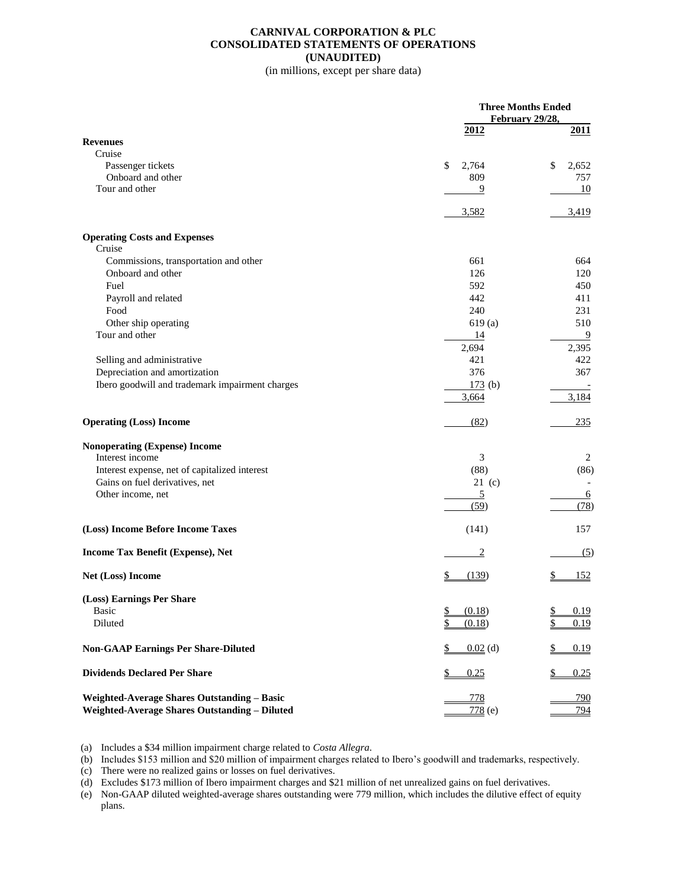**CARNIVAL CORPORATION & PLC**
**CONSOLIDATED STATEMENTS OF OPERATIONS**
**(UNAUDITED)**
(in millions, except per share data)

| | Three Months Ended February 29/28, | |
|---|---|---|
| | **2012** | **2011** |
| **Revenues** | | |
| Cruise | | |
| Passenger tickets | $ 2,764 | $ 2,652 |
| Onboard and other | 809 | 757 |
| Tour and other | 9 | 10 |
| | 3,582 | 3,419 |
| **Operating Costs and Expenses** | | |
| Cruise | | |
| Commissions, transportation and other | 661 | 664 |
| Onboard and other | 126 | 120 |
| Fuel | 592 | 450 |
| Payroll and related | 442 | 411 |
| Food | 240 | 231 |
| Other ship operating | 619 (a) | 510 |
| Tour and other | 14 | 9 |
| | 2,694 | 2,395 |
| Selling and administrative | 421 | 422 |
| Depreciation and amortization | 376 | 367 |
| Ibero goodwill and trademark impairment charges | 173 (b) | - |
| | 3,664 | 3,184 |
| **Operating (Loss) Income** | (82) | 235 |
| **Nonoperating (Expense) Income** | | |
| Interest income | 3 | 2 |
| Interest expense, net of capitalized interest | (88) | (86) |
| Gains on fuel derivatives, net | 21 (c) | - |
| Other income, net | 5 | 6 |
| | (59) | (78) |
| **(Loss) Income Before Income Taxes** | (141) | 157 |
| **Income Tax Benefit (Expense), Net** | 2 | (5) |
| **Net (Loss) Income** | $ (139) | $ 152 |
| **(Loss) Earnings Per Share** | | |
| Basic | $ (0.18) | $ 0.19 |
| Diluted | $ (0.18) | $ 0.19 |
| **Non-GAAP Earnings Per Share-Diluted** | $ 0.02 (d) | $ 0.19 |
| **Dividends Declared Per Share** | $ 0.25 | $ 0.25 |
| **Weighted-Average Shares Outstanding – Basic** | 778 | 790 |
| **Weighted-Average Shares Outstanding – Diluted** | 778 (e) | 794 |

(a) Includes a $34 million impairment charge related to *Costa Allegra*.

(b) Includes $153 million and $20 million of impairment charges related to Ibero's goodwill and trademarks, respectively.

(c) There were no realized gains or losses on fuel derivatives.

(d) Excludes $173 million of Ibero impairment charges and $21 million of net unrealized gains on fuel derivatives.

(e) Non-GAAP diluted weighted-average shares outstanding were 779 million, which includes the dilutive effect of equity plans.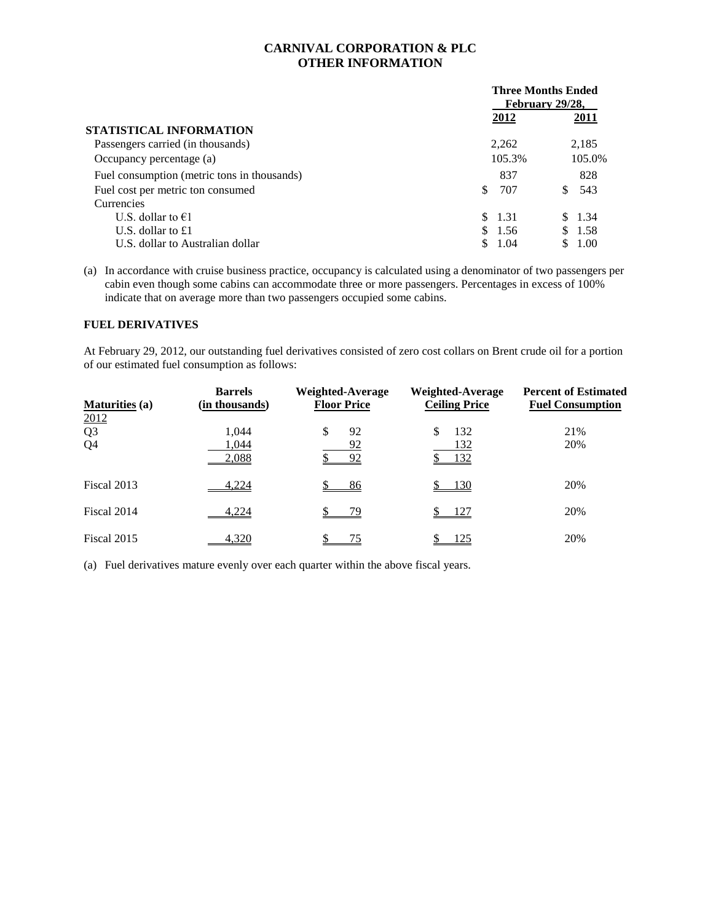# CARNIVAL CORPORATION & PLC
## OTHER INFORMATION

| | Three Months Ended February 29/28, | |
|---|---|---|
| | **2012** | **2011** |
| **STATISTICAL INFORMATION** | | |
| Passengers carried (in thousands) | 2,262 | 2,185 |
| Occupancy percentage (a) | 105.3% | 105.0% |
| Fuel consumption (metric tons in thousands) | 837 | 828 |
| Fuel cost per metric ton consumed | $ 707 | $ 543 |
| Currencies | | |
| U.S. dollar to €1 | $ 1.31 | $ 1.34 |
| U.S. dollar to £1 | $ 1.56 | $ 1.58 |
| U.S. dollar to Australian dollar | $ 1.04 | $ 1.00 |

(a) In accordance with cruise business practice, occupancy is calculated using a denominator of two passengers per cabin even though some cabins can accommodate three or more passengers. Percentages in excess of 100% indicate that on average more than two passengers occupied some cabins.

### FUEL DERIVATIVES

At February 29, 2012, our outstanding fuel derivatives consisted of zero cost collars on Brent crude oil for a portion of our estimated fuel consumption as follows:

| Maturities (a) | Barrels (in thousands) | Weighted-Average Floor Price | Weighted-Average Ceiling Price | Percent of Estimated Fuel Consumption |
|---|---|---|---|---|
| 2012 | | | | |
| Q3 | 1,044 | $ 92 | $ 132 | 21% |
| Q4 | 1,044 | 92 | 132 | 20% |
| | 2,088 | $ 92 | $ 132 | |
| Fiscal 2013 | 4,224 | $ 86 | $ 130 | 20% |
| Fiscal 2014 | 4,224 | $ 79 | $ 127 | 20% |
| Fiscal 2015 | 4,320 | $ 75 | $ 125 | 20% |

(a) Fuel derivatives mature evenly over each quarter within the above fiscal years.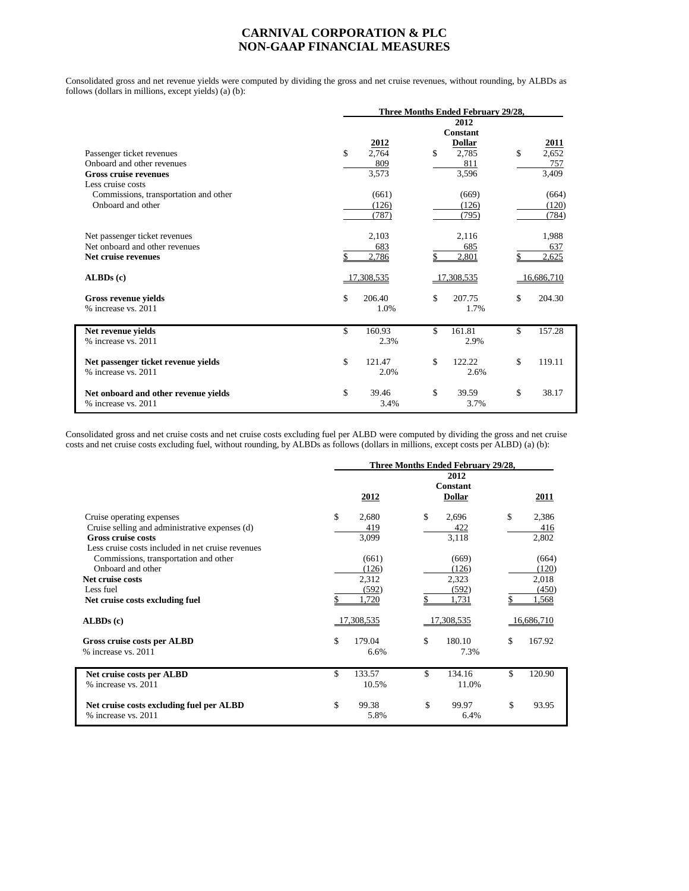# CARNIVAL CORPORATION & PLC
# NON-GAAP FINANCIAL MEASURES

Consolidated gross and net revenue yields were computed by dividing the gross and net cruise revenues, without rounding, by ALBDs as follows (dollars in millions, except yields) (a) (b):

| | Three Months Ended February 29/28, | | |
|---|---|---|---|
| | **2012** | **2012 Constant Dollar** | **2011** |
| Passenger ticket revenues | $ 2,764 | $ 2,785 | $ 2,652 |
| Onboard and other revenues | 809 | 811 | 757 |
| **Gross cruise revenues** | 3,573 | 3,596 | 3,409 |
| Less cruise costs | | | |
| Commissions, transportation and other | (661) | (669) | (664) |
| Onboard and other | (126) | (126) | (120) |
| | (787) | (795) | (784) |
| | | | |
| Net passenger ticket revenues | 2,103 | 2,116 | 1,988 |
| Net onboard and other revenues | 683 | 685 | 637 |
| **Net cruise revenues** | $ 2,786 | $ 2,801 | $ 2,625 |
| | | | |
| **ALBDs (c)** | 17,308,535 | 17,308,535 | 16,686,710 |
| | | | |
| **Gross revenue yields** | $ 206.40 | $ 207.75 | $ 204.30 |
| % increase vs. 2011 | 1.0% | 1.7% | |
| | | | |
| **Net revenue yields** | $ 160.93 | $ 161.81 | $ 157.28 |
| % increase vs. 2011 | 2.3% | 2.9% | |
| | | | |
| **Net passenger ticket revenue yields** | $ 121.47 | $ 122.22 | $ 119.11 |
| % increase vs. 2011 | 2.0% | 2.6% | |
| | | | |
| **Net onboard and other revenue yields** | $ 39.46 | $ 39.59 | $ 38.17 |
| % increase vs. 2011 | 3.4% | 3.7% | |

Consolidated gross and net cruise costs and net cruise costs excluding fuel per ALBD were computed by dividing the gross and net cruise costs and net cruise costs excluding fuel, without rounding, by ALBDs as follows (dollars in millions, except costs per ALBD) (a) (b):

| | Three Months Ended February 29/28, | | |
|---|---|---|---|
| | **2012** | **2012 Constant Dollar** | **2011** |
| Cruise operating expenses | $ 2,680 | $ 2,696 | $ 2,386 |
| Cruise selling and administrative expenses (d) | 419 | 422 | 416 |
| **Gross cruise costs** | 3,099 | 3,118 | 2,802 |
| Less cruise costs included in net cruise revenues | | | |
| Commissions, transportation and other | (661) | (669) | (664) |
| Onboard and other | (126) | (126) | (120) |
| **Net cruise costs** | 2,312 | 2,323 | 2,018 |
| Less fuel | (592) | (592) | (450) |
| **Net cruise costs excluding fuel** | $ 1,720 | $ 1,731 | $ 1,568 |
| | | | |
| **ALBDs (c)** | 17,308,535 | 17,308,535 | 16,686,710 |
| | | | |
| **Gross cruise costs per ALBD** | $ 179.04 | $ 180.10 | $ 167.92 |
| % increase vs. 2011 | 6.6% | 7.3% | |
| | | | |
| **Net cruise costs per ALBD** | $ 133.57 | $ 134.16 | $ 120.90 |
| % increase vs. 2011 | 10.5% | 11.0% | |
| | | | |
| **Net cruise costs excluding fuel per ALBD** | $ 99.38 | $ 99.97 | $ 93.95 |
| % increase vs. 2011 | 5.8% | 6.4% | |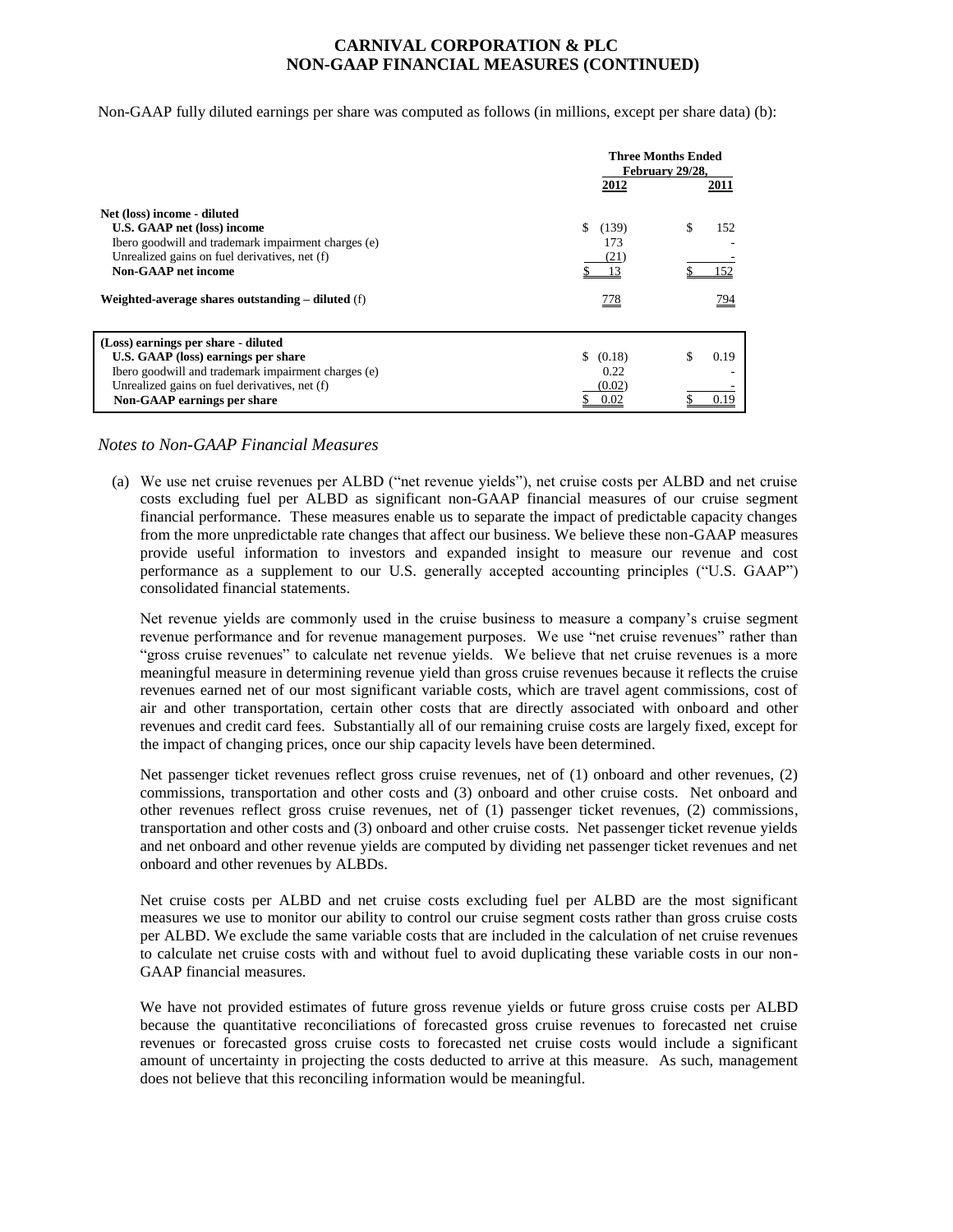## CARNIVAL CORPORATION & PLC
## NON-GAAP FINANCIAL MEASURES (CONTINUED)

Non-GAAP fully diluted earnings per share was computed as follows (in millions, except per share data) (b):

| | Three Months Ended February 29/28, | |
|---|---|---|
| | 2012 | 2011 |
| **Net (loss) income - diluted** | | |
| **U.S. GAAP net (loss) income** | $ (139) | $ 152 |
| Ibero goodwill and trademark impairment charges (e) | 173 | - |
| Unrealized gains on fuel derivatives, net (f) | (21) | - |
| **Non-GAAP net income** | $ 13 | $ 152 |
| **Weighted-average shares outstanding – diluted** (f) | 778 | 794 |
| **(Loss) earnings per share - diluted** | | |
| **U.S. GAAP (loss) earnings per share** | $ (0.18) | $ 0.19 |
| Ibero goodwill and trademark impairment charges (e) | 0.22 | - |
| Unrealized gains on fuel derivatives, net (f) | (0.02) | - |
| **Non-GAAP earnings per share** | $ 0.02 | $ 0.19 |

*Notes to Non-GAAP Financial Measures*

(a) We use net cruise revenues per ALBD ("net revenue yields"), net cruise costs per ALBD and net cruise costs excluding fuel per ALBD as significant non-GAAP financial measures of our cruise segment financial performance. These measures enable us to separate the impact of predictable capacity changes from the more unpredictable rate changes that affect our business. We believe these non-GAAP measures provide useful information to investors and expanded insight to measure our revenue and cost performance as a supplement to our U.S. generally accepted accounting principles ("U.S. GAAP") consolidated financial statements.

Net revenue yields are commonly used in the cruise business to measure a company's cruise segment revenue performance and for revenue management purposes. We use "net cruise revenues" rather than "gross cruise revenues" to calculate net revenue yields. We believe that net cruise revenues is a more meaningful measure in determining revenue yield than gross cruise revenues because it reflects the cruise revenues earned net of our most significant variable costs, which are travel agent commissions, cost of air and other transportation, certain other costs that are directly associated with onboard and other revenues and credit card fees. Substantially all of our remaining cruise costs are largely fixed, except for the impact of changing prices, once our ship capacity levels have been determined.

Net passenger ticket revenues reflect gross cruise revenues, net of (1) onboard and other revenues, (2) commissions, transportation and other costs and (3) onboard and other cruise costs. Net onboard and other revenues reflect gross cruise revenues, net of (1) passenger ticket revenues, (2) commissions, transportation and other costs and (3) onboard and other cruise costs. Net passenger ticket revenue yields and net onboard and other revenue yields are computed by dividing net passenger ticket revenues and net onboard and other revenues by ALBDs.

Net cruise costs per ALBD and net cruise costs excluding fuel per ALBD are the most significant measures we use to monitor our ability to control our cruise segment costs rather than gross cruise costs per ALBD. We exclude the same variable costs that are included in the calculation of net cruise revenues to calculate net cruise costs with and without fuel to avoid duplicating these variable costs in our non-GAAP financial measures.

We have not provided estimates of future gross revenue yields or future gross cruise costs per ALBD because the quantitative reconciliations of forecasted gross cruise revenues to forecasted net cruise revenues or forecasted gross cruise costs to forecasted net cruise costs would include a significant amount of uncertainty in projecting the costs deducted to arrive at this measure. As such, management does not believe that this reconciling information would be meaningful.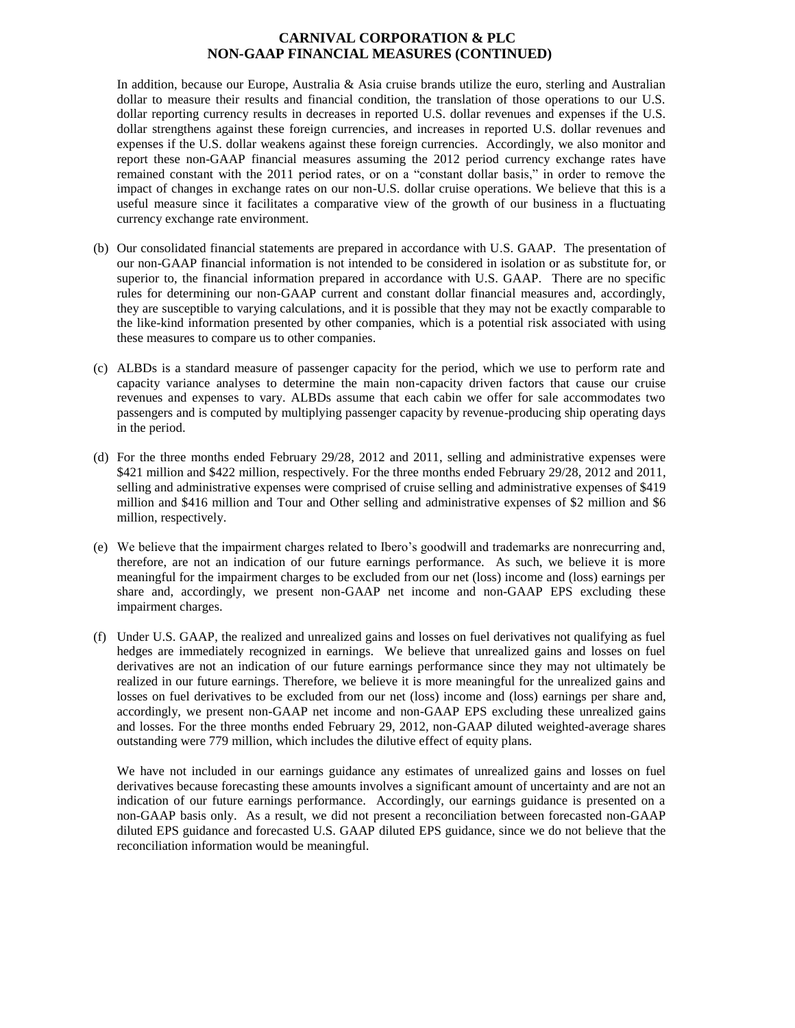# CARNIVAL CORPORATION & PLC
## NON-GAAP FINANCIAL MEASURES (CONTINUED)

In addition, because our Europe, Australia & Asia cruise brands utilize the euro, sterling and Australian dollar to measure their results and financial condition, the translation of those operations to our U.S. dollar reporting currency results in decreases in reported U.S. dollar revenues and expenses if the U.S. dollar strengthens against these foreign currencies, and increases in reported U.S. dollar revenues and expenses if the U.S. dollar weakens against these foreign currencies. Accordingly, we also monitor and report these non-GAAP financial measures assuming the 2012 period currency exchange rates have remained constant with the 2011 period rates, or on a "constant dollar basis," in order to remove the impact of changes in exchange rates on our non-U.S. dollar cruise operations. We believe that this is a useful measure since it facilitates a comparative view of the growth of our business in a fluctuating currency exchange rate environment.

(b) Our consolidated financial statements are prepared in accordance with U.S. GAAP. The presentation of our non-GAAP financial information is not intended to be considered in isolation or as substitute for, or superior to, the financial information prepared in accordance with U.S. GAAP. There are no specific rules for determining our non-GAAP current and constant dollar financial measures and, accordingly, they are susceptible to varying calculations, and it is possible that they may not be exactly comparable to the like-kind information presented by other companies, which is a potential risk associated with using these measures to compare us to other companies.

(c) ALBDs is a standard measure of passenger capacity for the period, which we use to perform rate and capacity variance analyses to determine the main non-capacity driven factors that cause our cruise revenues and expenses to vary. ALBDs assume that each cabin we offer for sale accommodates two passengers and is computed by multiplying passenger capacity by revenue-producing ship operating days in the period.

(d) For the three months ended February 29/28, 2012 and 2011, selling and administrative expenses were $421 million and $422 million, respectively. For the three months ended February 29/28, 2012 and 2011, selling and administrative expenses were comprised of cruise selling and administrative expenses of $419 million and $416 million and Tour and Other selling and administrative expenses of $2 million and $6 million, respectively.

(e) We believe that the impairment charges related to Ibero's goodwill and trademarks are nonrecurring and, therefore, are not an indication of our future earnings performance. As such, we believe it is more meaningful for the impairment charges to be excluded from our net (loss) income and (loss) earnings per share and, accordingly, we present non-GAAP net income and non-GAAP EPS excluding these impairment charges.

(f) Under U.S. GAAP, the realized and unrealized gains and losses on fuel derivatives not qualifying as fuel hedges are immediately recognized in earnings. We believe that unrealized gains and losses on fuel derivatives are not an indication of our future earnings performance since they may not ultimately be realized in our future earnings. Therefore, we believe it is more meaningful for the unrealized gains and losses on fuel derivatives to be excluded from our net (loss) income and (loss) earnings per share and, accordingly, we present non-GAAP net income and non-GAAP EPS excluding these unrealized gains and losses. For the three months ended February 29, 2012, non-GAAP diluted weighted-average shares outstanding were 779 million, which includes the dilutive effect of equity plans.

We have not included in our earnings guidance any estimates of unrealized gains and losses on fuel derivatives because forecasting these amounts involves a significant amount of uncertainty and are not an indication of our future earnings performance. Accordingly, our earnings guidance is presented on a non-GAAP basis only. As a result, we did not present a reconciliation between forecasted non-GAAP diluted EPS guidance and forecasted U.S. GAAP diluted EPS guidance, since we do not believe that the reconciliation information would be meaningful.